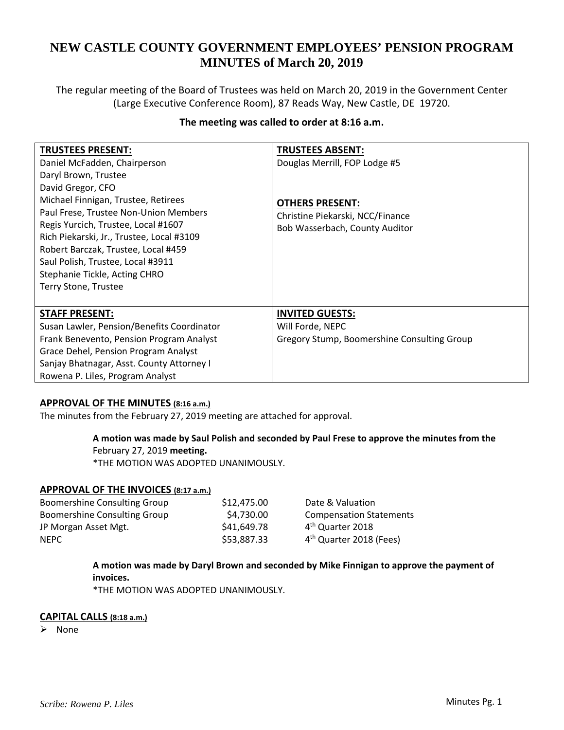# NEW CASTLE COUNTY GOVERNMENT EMPLOYEES' PENSION PROGRAM MINUTES of March 20, 2019

The regular meeting of the Board of Trustees was held on March 20, 2019 in the Government Center (Large Executive Conference Room), 87 Reads Way, New Castle, DE 19720.

**The meeting was called to order at 8:16 a.m.**

| **TRUSTEES PRESENT:** | **TRUSTEES ABSENT:** |
|---|---|
| Daniel McFadden, Chairperson<br>Daryl Brown, Trustee<br>David Gregor, CFO<br>Michael Finnigan, Trustee, Retirees<br>Paul Frese, Trustee Non-Union Members<br>Regis Yurcich, Trustee, Local #1607<br>Rich Piekarski, Jr., Trustee, Local #3109<br>Robert Barczak, Trustee, Local #459<br>Saul Polish, Trustee, Local #3911<br>Stephanie Tickle, Acting CHRO<br>Terry Stone, Trustee | Douglas Merrill, FOP Lodge #5<br><br>**OTHERS PRESENT:**<br>Christine Piekarski, NCC/Finance<br>Bob Wasserbach, County Auditor |
| **STAFF PRESENT:** | **INVITED GUESTS:** |
| Susan Lawler, Pension/Benefits Coordinator<br>Frank Benevento, Pension Program Analyst<br>Grace Dehel, Pension Program Analyst<br>Sanjay Bhatnagar, Asst. County Attorney I<br>Rowena P. Liles, Program Analyst | Will Forde, NEPC<br>Gregory Stump, Boomershine Consulting Group |

## APPROVAL OF THE MINUTES (8:16 a.m.)

The minutes from the February 27, 2019 meeting are attached for approval.

> **A motion was made by Saul Polish and seconded by Paul Frese to approve the minutes from the** February 27, 2019 **meeting.**
> *THE MOTION WAS ADOPTED UNANIMOUSLY.

## APPROVAL OF THE INVOICES (8:17 a.m.)

| | | |
|---|---|---|
| Boomershine Consulting Group | $12,475.00 | Date & Valuation |
| Boomershine Consulting Group | $4,730.00 | Compensation Statements |
| JP Morgan Asset Mgt. | $41,649.78 | 4th Quarter 2018 |
| NEPC | $53,887.33 | 4th Quarter 2018 (Fees) |

> **A motion was made by Daryl Brown and seconded by Mike Finnigan to approve the payment of invoices.**
> *THE MOTION WAS ADOPTED UNANIMOUSLY.

## CAPITAL CALLS (8:18 a.m.)

- None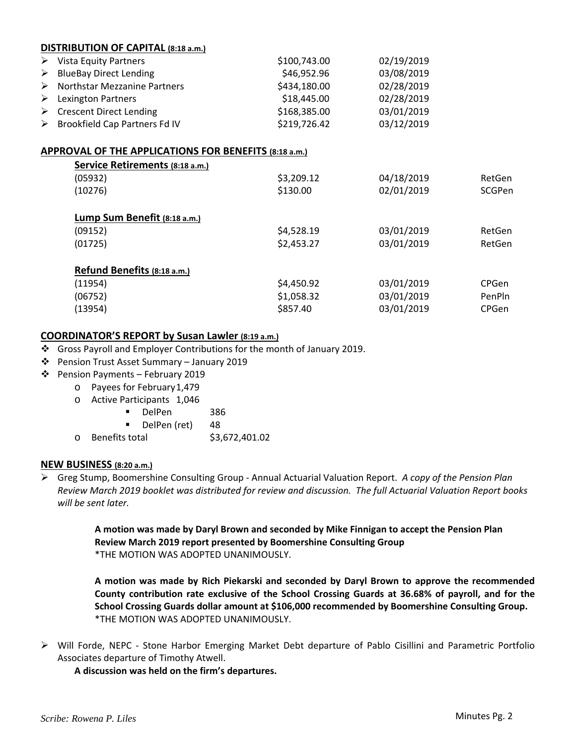**DISTRIBUTION OF CAPITAL (8:18 a.m.)**

| | | |
|---|---|---|
| ➢ Vista Equity Partners | \$100,743.00 | 02/19/2019 |
| ➢ BlueBay Direct Lending | \$46,952.96 | 03/08/2019 |
| ➢ Northstar Mezzanine Partners | \$434,180.00 | 02/28/2019 |
| ➢ Lexington Partners | \$18,445.00 | 02/28/2019 |
| ➢ Crescent Direct Lending | \$168,385.00 | 03/01/2019 |
| ➢ Brookfield Cap Partners Fd IV | \$219,726.42 | 03/12/2019 |

**APPROVAL OF THE APPLICATIONS FOR BENEFITS (8:18 a.m.)**

**Service Retirements (8:18 a.m.)**

| | | | |
|---|---|---|---|
| (05932) | \$3,209.12 | 04/18/2019 | RetGen |
| (10276) | \$130.00 | 02/01/2019 | SCGPen |

**Lump Sum Benefit (8:18 a.m.)**

| | | | |
|---|---|---|---|
| (09152) | \$4,528.19 | 03/01/2019 | RetGen |
| (01725) | \$2,453.27 | 03/01/2019 | RetGen |

**Refund Benefits (8:18 a.m.)**

| | | | |
|---|---|---|---|
| (11954) | \$4,450.92 | 03/01/2019 | CPGen |
| (06752) | \$1,058.32 | 03/01/2019 | PenPln |
| (13954) | \$857.40 | 03/01/2019 | CPGen |

**COORDINATOR'S REPORT by Susan Lawler (8:19 a.m.)**

- Gross Payroll and Employer Contributions for the month of January 2019.
- Pension Trust Asset Summary – January 2019
- Pension Payments – February 2019
  - Payees for February 1,479
  - Active Participants 1,046
    - DelPen 386
    - DelPen (ret) 48
  - Benefits total \$3,672,401.02

**NEW BUSINESS (8:20 a.m.)**

- Greg Stump, Boomershine Consulting Group - Annual Actuarial Valuation Report. *A copy of the Pension Plan Review March 2019 booklet was distributed for review and discussion. The full Actuarial Valuation Report books will be sent later.*

  **A motion was made by Daryl Brown and seconded by Mike Finnigan to accept the Pension Plan Review March 2019 report presented by Boomershine Consulting Group**
  *THE MOTION WAS ADOPTED UNANIMOUSLY.

  **A motion was made by Rich Piekarski and seconded by Daryl Brown to approve the recommended County contribution rate exclusive of the School Crossing Guards at 36.68% of payroll, and for the School Crossing Guards dollar amount at \$106,000 recommended by Boomershine Consulting Group.**
  *THE MOTION WAS ADOPTED UNANIMOUSLY.

- Will Forde, NEPC - Stone Harbor Emerging Market Debt departure of Pablo Cisillini and Parametric Portfolio Associates departure of Timothy Atwell.

  **A discussion was held on the firm's departures.**

*Scribe: Rowena P. Liles*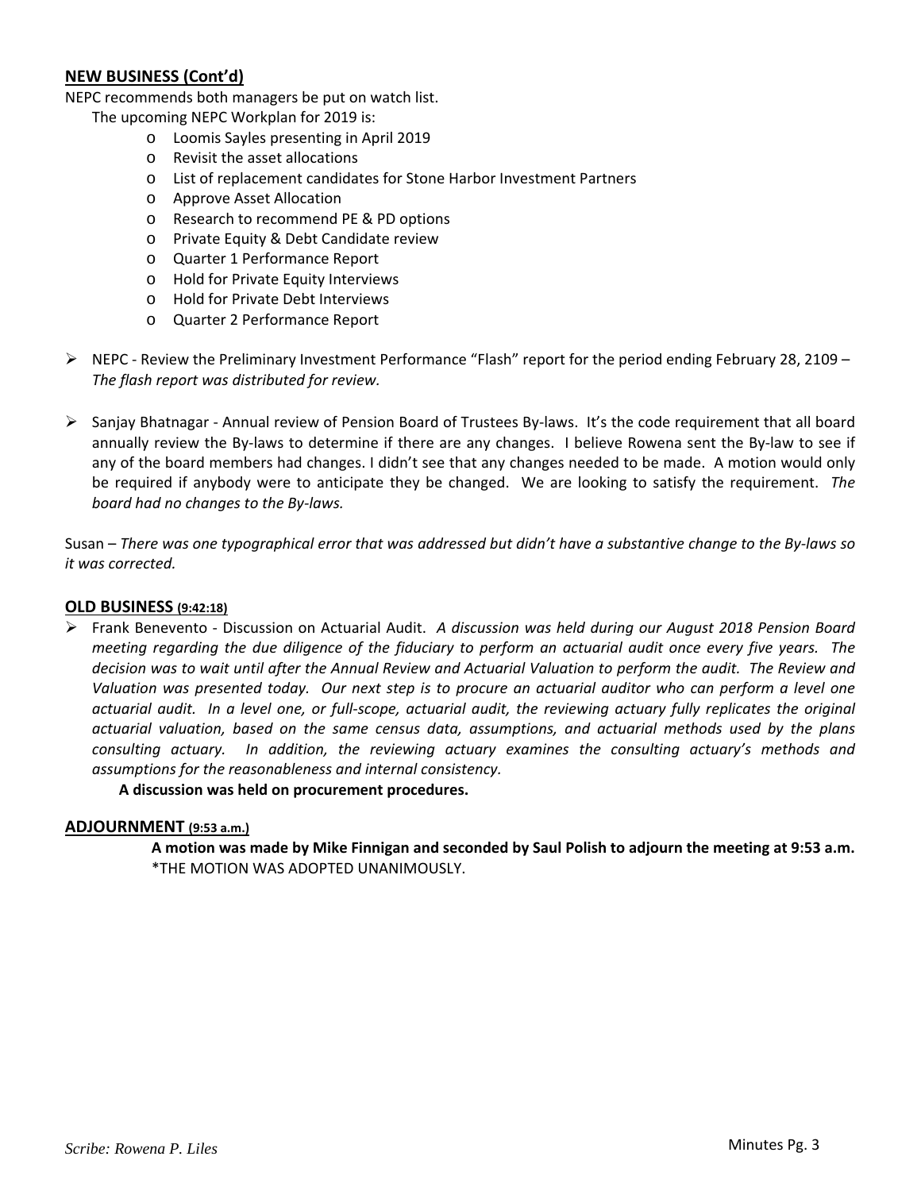## **NEW BUSINESS (Cont'd)**

NEPC recommends both managers be put on watch list.

The upcoming NEPC Workplan for 2019 is:

- Loomis Sayles presenting in April 2019
- Revisit the asset allocations
- List of replacement candidates for Stone Harbor Investment Partners
- Approve Asset Allocation
- Research to recommend PE & PD options
- Private Equity & Debt Candidate review
- Quarter 1 Performance Report
- Hold for Private Equity Interviews
- Hold for Private Debt Interviews
- Quarter 2 Performance Report

- NEPC - Review the Preliminary Investment Performance "Flash" report for the period ending February 28, 2109 – *The flash report was distributed for review.*

- Sanjay Bhatnagar - Annual review of Pension Board of Trustees By-laws. It's the code requirement that all board annually review the By-laws to determine if there are any changes. I believe Rowena sent the By-law to see if any of the board members had changes. I didn't see that any changes needed to be made. A motion would only be required if anybody were to anticipate they be changed. We are looking to satisfy the requirement. *The board had no changes to the By-laws.*

Susan – *There was one typographical error that was addressed but didn't have a substantive change to the By-laws so it was corrected.*

## **OLD BUSINESS (9:42:18)**

- Frank Benevento - Discussion on Actuarial Audit. *A discussion was held during our August 2018 Pension Board meeting regarding the due diligence of the fiduciary to perform an actuarial audit once every five years. The decision was to wait until after the Annual Review and Actuarial Valuation to perform the audit. The Review and Valuation was presented today. Our next step is to procure an actuarial auditor who can perform a level one actuarial audit. In a level one, or full-scope, actuarial audit, the reviewing actuary fully replicates the original actuarial valuation, based on the same census data, assumptions, and actuarial methods used by the plans consulting actuary. In addition, the reviewing actuary examines the consulting actuary's methods and assumptions for the reasonableness and internal consistency.*

**A discussion was held on procurement procedures.**

## **ADJOURNMENT (9:53 a.m.)**

**A motion was made by Mike Finnigan and seconded by Saul Polish to adjourn the meeting at 9:53 a.m.**
*THE MOTION WAS ADOPTED UNANIMOUSLY.

*Scribe: Rowena P. Liles*